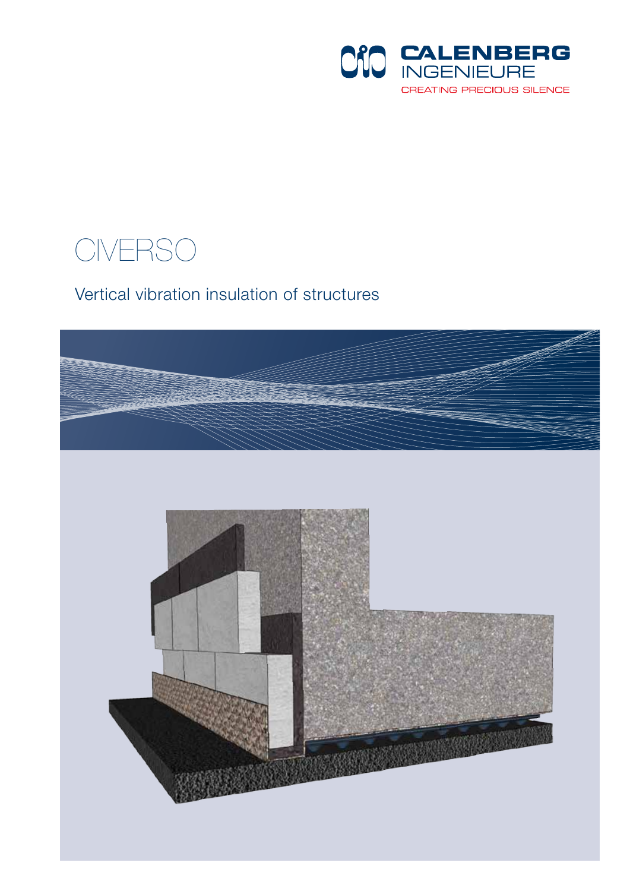CALENBERG INGENIEURE

CREATING PRECIOUS SILENCE

# CIVERSO

## Vertical vibration insulation of structures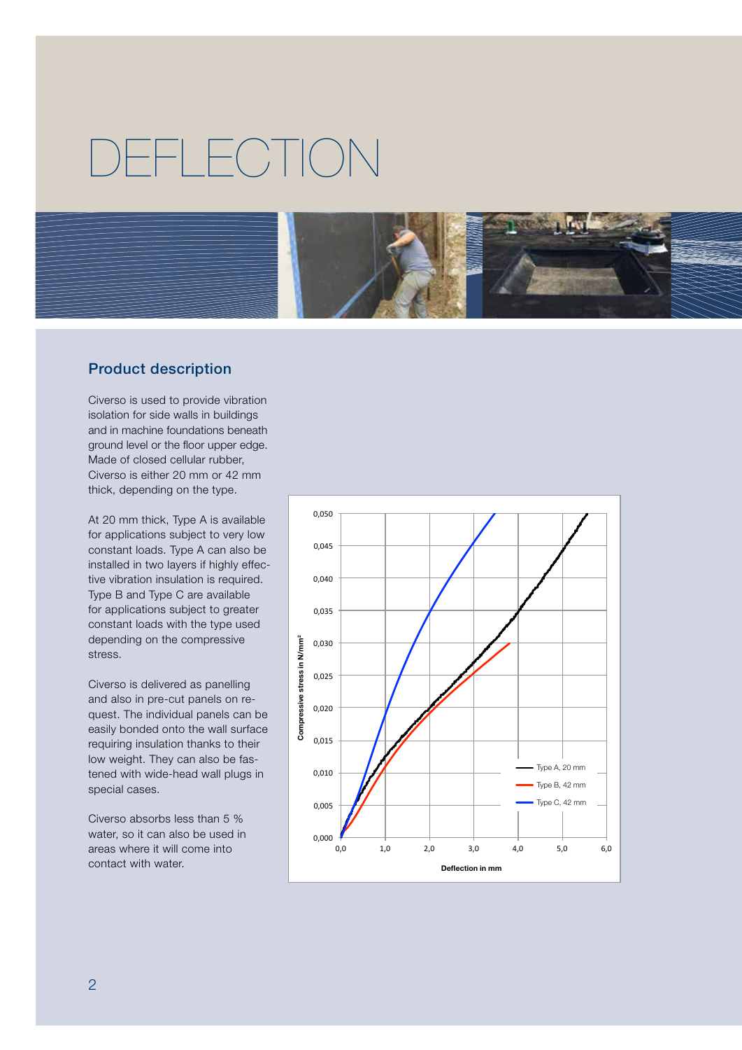# DEFLECTION

## Product description

Civerso is used to provide vibration isolation for side walls in buildings and in machine foundations beneath ground level or the floor upper edge. Made of closed cellular rubber, Civerso is either 20 mm or 42 mm thick, depending on the type.

At 20 mm thick, Type A is available for applications subject to very low constant loads. Type A can also be installed in two layers if highly effective vibration insulation is required. Type B and Type C are available for applications subject to greater constant loads with the type used depending on the compressive stress.

Civerso is delivered as panelling and also in pre-cut panels on request. The individual panels can be easily bonded onto the wall surface requiring insulation thanks to their low weight. They can also be fastened with wide-head wall plugs in special cases.

Civerso absorbs less than 5 % water, so it can also be used in areas where it will come into contact with water.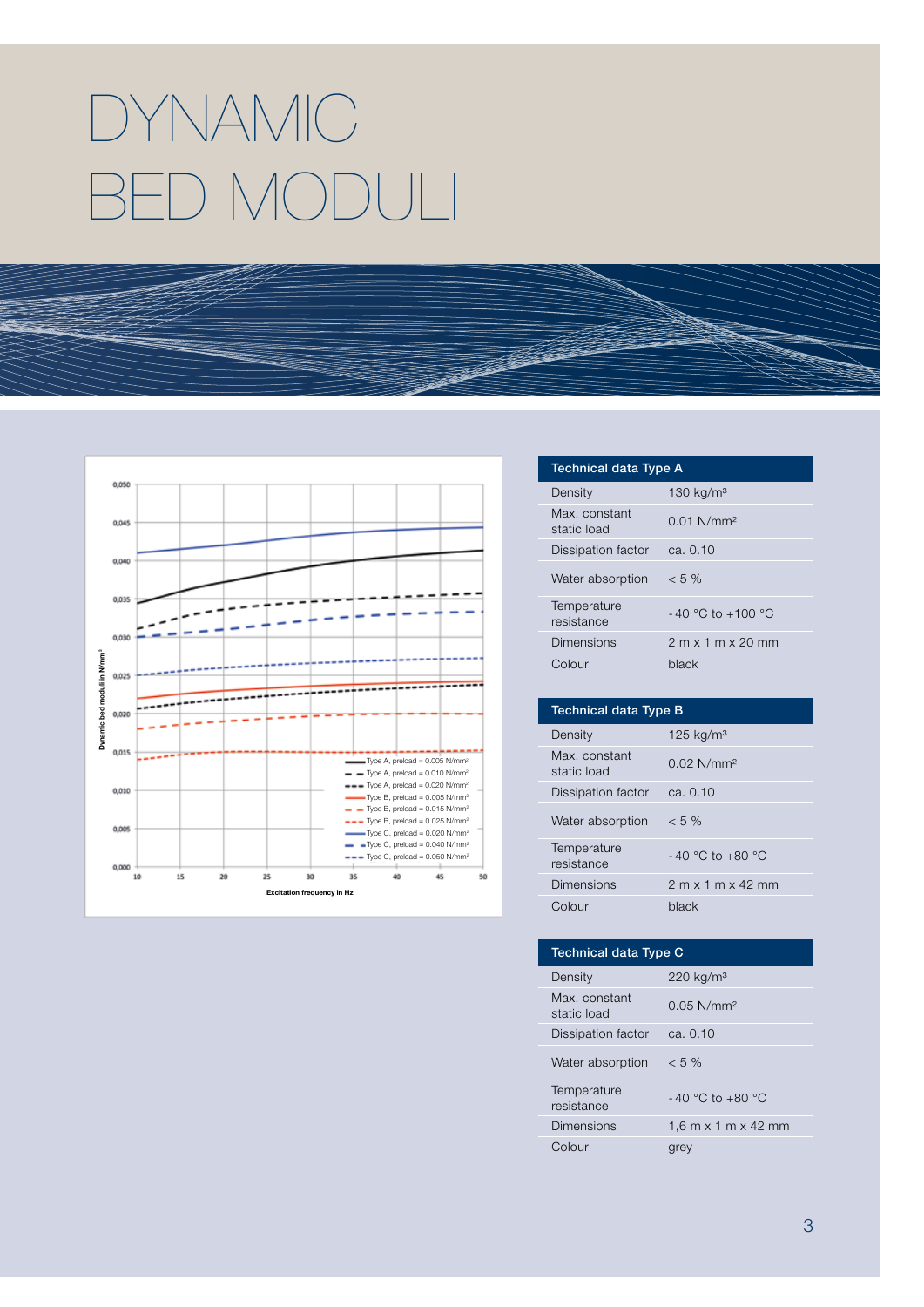# DYNAMIC BED MODULI

| Technical data Type A | |
|---|---|
| Density | 130 kg/m³ |
| Max. constant static load | 0.01 N/mm² |
| Dissipation factor | ca. 0.10 |
| Water absorption | < 5 % |
| Temperature resistance | - 40 °C to +100 °C |
| Dimensions | 2 m x 1 m x 20 mm |
| Colour | black |

| Technical data Type B | |
|---|---|
| Density | 125 kg/m³ |
| Max. constant static load | 0.02 N/mm² |
| Dissipation factor | ca. 0.10 |
| Water absorption | < 5 % |
| Temperature resistance | - 40 °C to +80 °C |
| Dimensions | 2 m x 1 m x 42 mm |
| Colour | black |

| Technical data Type C | |
|---|---|
| Density | 220 kg/m³ |
| Max. constant static load | 0.05 N/mm² |
| Dissipation factor | ca. 0.10 |
| Water absorption | < 5 % |
| Temperature resistance | - 40 °C to +80 °C |
| Dimensions | 1,6 m x 1 m x 42 mm |
| Colour | grey |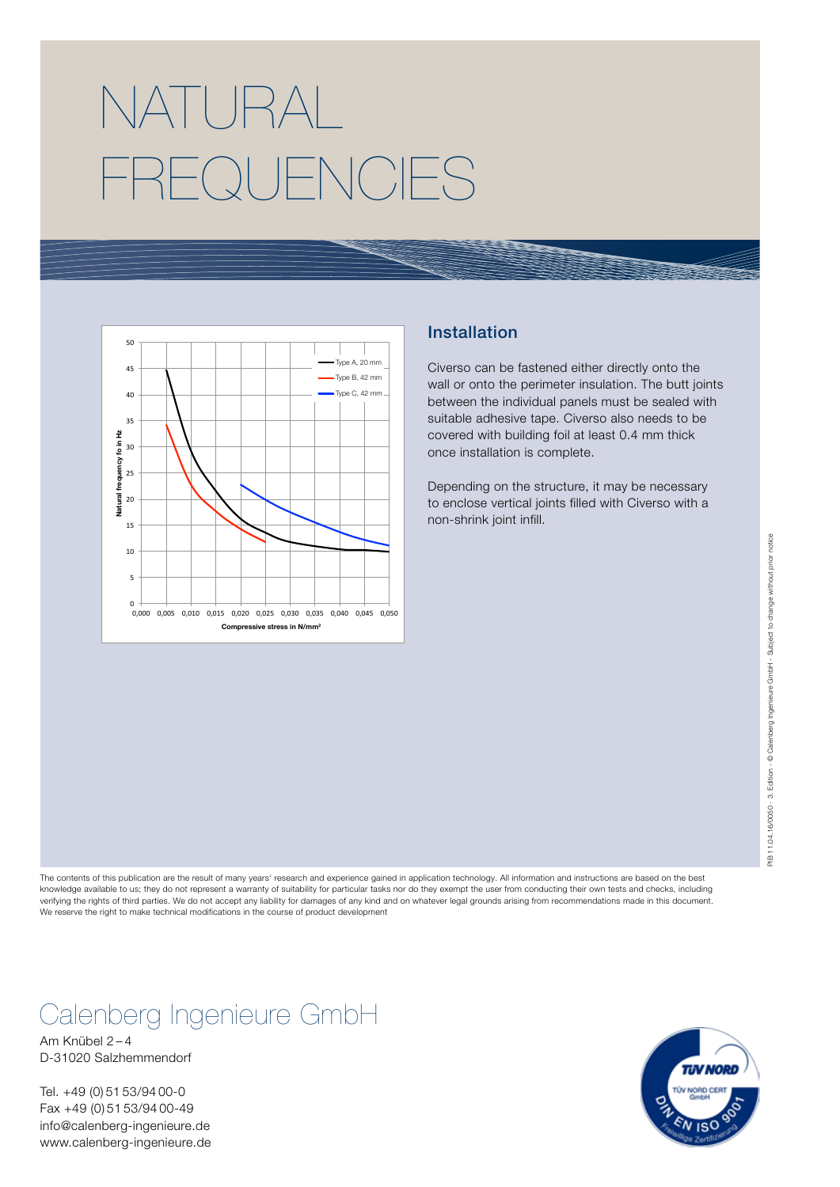# NATURAL FREQUENCIES

50
45
40
35
30
25
20
15
10
5
0

Natural frequency fo in Hz

0,000 0,005 0,010 0,015 0,020 0,025 0,030 0,035 0,040 0,045 0,050

Compressive stress in N/mm²

Type A, 20 mm
Type B, 42 mm
Type C, 42 mm

## Installation

Civerso can be fastened either directly onto the wall or onto the perimeter insulation. The butt joints between the individual panels must be sealed with suitable adhesive tape. Civerso also needs to be covered with building foil at least 0.4 mm thick once installation is complete.

Depending on the structure, it may be necessary to enclose vertical joints filled with Civerso with a non-shrink joint infill.

PB 11.04.16/0050 - 3. Edition - © Calenberg Ingenieure GmbH - Subject to change without prior notice

The contents of this publication are the result of many years' research and experience gained in application technology. All information and instructions are based on the best knowledge available to us; they do not represent a warranty of suitability for particular tasks nor do they exempt the user from conducting their own tests and checks, including verifying the rights of third parties. We do not accept any liability for damages of any kind and on whatever legal grounds arising from recommendations made in this document. We reserve the right to make technical modifications in the course of product development

## Calenberg Ingenieure GmbH

Am Knübel 2 – 4
D-31020 Salzhemmendorf

Tel. +49 (0) 51 53/94 00-0
Fax +49 (0) 51 53/94 00-49
info@calenberg-ingenieure.de
www.calenberg-ingenieure.de

TÜV NORD
TÜV NORD CERT GmbH
DIN EN ISO 9001
Freiwillige Zertifizierung